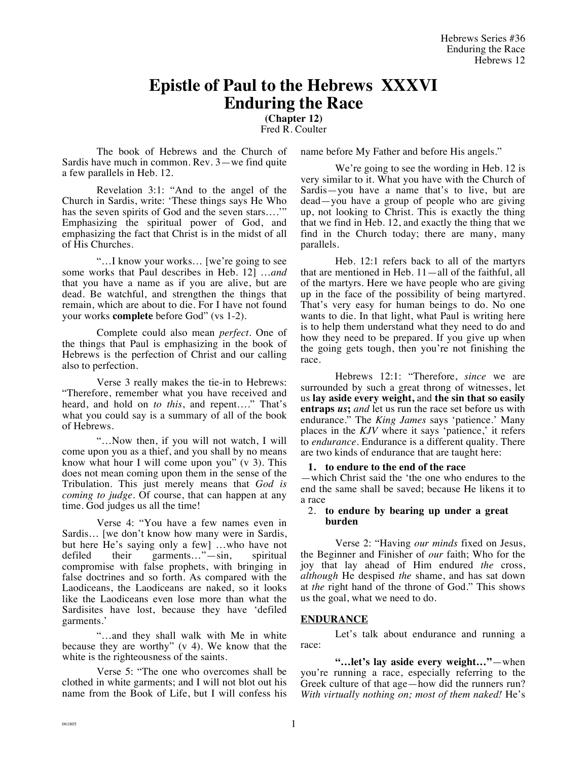# Epistle of Paul to the Hebrews XXXVI
# Enduring the Race

**(Chapter 12)**
Fred R. Coulter

The book of Hebrews and the Church of Sardis have much in common. Rev. 3—we find quite a few parallels in Heb. 12.

Revelation 3:1: "And to the angel of the Church in Sardis, write: 'These things says He Who has the seven spirits of God and the seven stars….'" Emphasizing the spiritual power of God, and emphasizing the fact that Christ is in the midst of all of His Churches.

"…I know your works… [we're going to see some works that Paul describes in Heb. 12] …*and* that you have a name as if you are alive, but are dead. Be watchful, and strengthen the things that remain, which are about to die. For I have not found your works **complete** before God" (vs 1-2).

Complete could also mean *perfect*. One of the things that Paul is emphasizing in the book of Hebrews is the perfection of Christ and our calling also to perfection.

Verse 3 really makes the tie-in to Hebrews: "Therefore, remember what you have received and heard, and hold on *to this*, and repent…." That's what you could say is a summary of all of the book of Hebrews.

"…Now then, if you will not watch, I will come upon you as a thief, and you shall by no means know what hour I will come upon you" (v 3). This does not mean coming upon them in the sense of the Tribulation. This just merely means that *God is coming to judge*. Of course, that can happen at any time. God judges us all the time!

Verse 4: "You have a few names even in Sardis… [we don't know how many were in Sardis, but here He's saying only a few] …who have not defiled their garments…"—sin, spiritual compromise with false prophets, with bringing in false doctrines and so forth. As compared with the Laodiceans, the Laodiceans are naked, so it looks like the Laodiceans even lose more than what the Sardisites have lost, because they have 'defiled garments.'

"…and they shall walk with Me in white because they are worthy" (v 4). We know that the white is the righteousness of the saints.

Verse 5: "The one who overcomes shall be clothed in white garments; and I will not blot out his name from the Book of Life, but I will confess his name before My Father and before His angels."

We're going to see the wording in Heb. 12 is very similar to it. What you have with the Church of Sardis—you have a name that's to live, but are dead—you have a group of people who are giving up, not looking to Christ. This is exactly the thing that we find in Heb. 12, and exactly the thing that we find in the Church today; there are many, many parallels.

Heb. 12:1 refers back to all of the martyrs that are mentioned in Heb. 11—all of the faithful, all of the martyrs. Here we have people who are giving up in the face of the possibility of being martyred. That's very easy for human beings to do. No one wants to die. In that light, what Paul is writing here is to help them understand what they need to do and how they need to be prepared. If you give up when the going gets tough, then you're not finishing the race.

Hebrews 12:1: "Therefore, *since* we are surrounded by such a great throng of witnesses, let us **lay aside every weight,** and **the sin that so easily entraps *us*;** *and* let us run the race set before us with endurance." The *King James* says 'patience.' Many places in the *KJV* where it says 'patience,' it refers to *endurance*. Endurance is a different quality. There are two kinds of endurance that are taught here:

1. **to endure to the end of the race**
—which Christ said the 'the one who endures to the end the same shall be saved; because He likens it to a race
2. **to endure by bearing up under a great burden**

Verse 2: "Having *our minds* fixed on Jesus, the Beginner and Finisher of *our* faith; Who for the joy that lay ahead of Him endured *the* cross, *although* He despised *the* shame, and has sat down at *the* right hand of the throne of God." This shows us the goal, what we need to do.

## ENDURANCE

Let's talk about endurance and running a race:

**"…let's lay aside every weight…"**—when you're running a race, especially referring to the Greek culture of that age—how did the runners run? *With virtually nothing on; most of them naked!* He's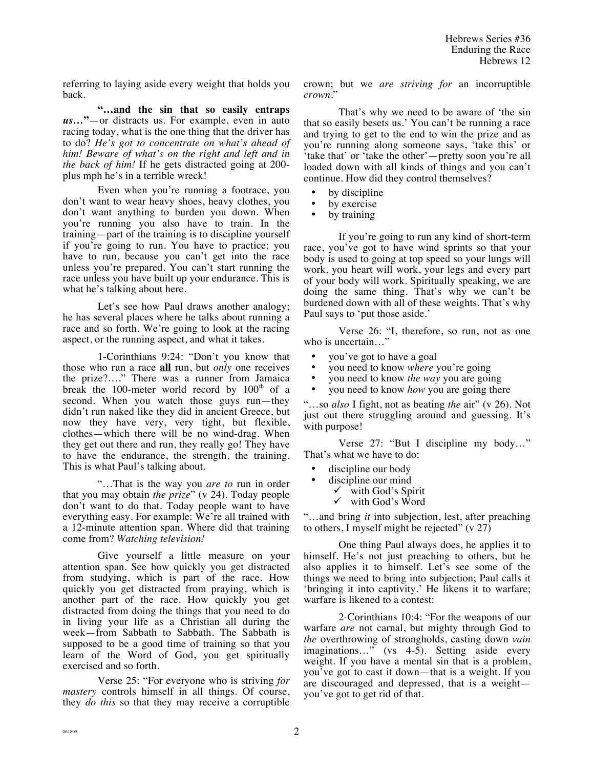referring to laying aside every weight that holds you back.

**"…and the sin that so easily entraps *us*…"**—or distracts us. For example, even in auto racing today, what is the one thing that the driver has to do? *He's got to concentrate on what's ahead of him! Beware of what's on the right and left and in the back of him!* If he gets distracted going at 200-plus mph he's in a terrible wreck!

Even when you're running a footrace, you don't want to wear heavy shoes, heavy clothes, you don't want anything to burden you down. When you're running you also have to train. In the training—part of the training is to discipline yourself if you're going to run. You have to practice; you have to run, because you can't get into the race unless you're prepared. You can't start running the race unless you have built up your endurance. This is what he's talking about here.

Let's see how Paul draws another analogy; he has several places where he talks about running a race and so forth. We're going to look at the racing aspect, or the running aspect, and what it takes.

1-Corinthians 9:24: "Don't you know that those who run a race **all** run, but *only* one receives the prize?…." There was a runner from Jamaica break the 100-meter world record by 100th of a second. When you watch those guys run—they didn't run naked like they did in ancient Greece, but now they have very, very tight, but flexible, clothes—which there will be no wind-drag. When they get out there and run, they really go! They have to have the endurance, the strength, the training. This is what Paul's talking about.

"…That is the way you *are to* run in order that you may obtain *the prize*" (v 24). Today people don't want to do that. Today people want to have everything easy. For example: We're all trained with a 12-minute attention span. Where did that training come from? *Watching television!*

Give yourself a little measure on your attention span. See how quickly you get distracted from studying, which is part of the race. How quickly you get distracted from praying, which is another part of the race. How quickly you get distracted from doing the things that you need to do in living your life as a Christian all during the week—from Sabbath to Sabbath. The Sabbath is supposed to be a good time of training so that you learn of the Word of God, you get spiritually exercised and so forth.

Verse 25: "For everyone who is striving *for mastery* controls himself in all things. Of course, they *do this* so that they may receive a corruptible crown; but we *are striving for* an incorruptible *crown*."

That's why we need to be aware of 'the sin that so easily besets us.' You can't be running a race and trying to get to the end to win the prize and as you're running along someone says, 'take this' or 'take that' or 'take the other'—pretty soon you're all loaded down with all kinds of things and you can't continue. How did they control themselves?

- by discipline
- by exercise
- by training

If you're going to run any kind of short-term race, you've got to have wind sprints so that your body is used to going at top speed so your lungs will work, you heart will work, your legs and every part of your body will work. Spiritually speaking, we are doing the same thing. That's why we can't be burdened down with all of these weights. That's why Paul says to 'put those aside.'

Verse 26: "I, therefore, so run, not as one who is uncertain…"

- you've got to have a goal
- you need to know *where* you're going
- you need to know *the way* you are going
- you need to know *how* you are going there

"…so *also* I fight, not as beating *the* air" (v 26). Not just out there struggling around and guessing. It's with purpose!

Verse 27: "But I discipline my body…" That's what we have to do:

- discipline our body
- discipline our mind
  - ✓ with God's Spirit
  - ✓ with God's Word

"…and bring *it* into subjection, lest, after preaching to others, I myself might be rejected" (v 27)

One thing Paul always does, he applies it to himself. He's not just preaching to others, but he also applies it to himself. Let's see some of the things we need to bring into subjection; Paul calls it 'bringing it into captivity.' He likens it to warfare; warfare is likened to a contest:

2-Corinthians 10:4: "For the weapons of our warfare *are* not carnal, but mighty through God to *the* overthrowing of strongholds, casting down *vain* imaginations…" (vs 4-5). Setting aside every weight. If you have a mental sin that is a problem, you've got to cast it down—that is a weight. If you are discouraged and depressed, that is a weight—you've got to get rid of that.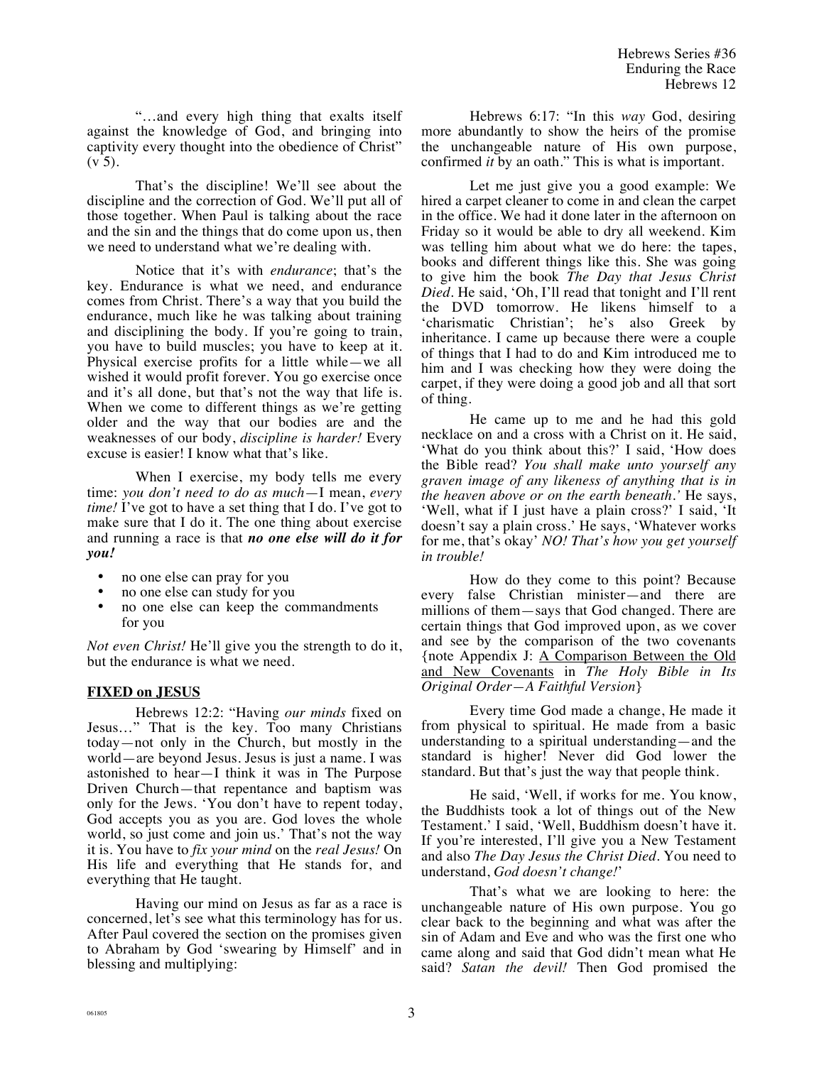"…and every high thing that exalts itself against the knowledge of God, and bringing into captivity every thought into the obedience of Christ" (v 5).

That's the discipline! We'll see about the discipline and the correction of God. We'll put all of those together. When Paul is talking about the race and the sin and the things that do come upon us, then we need to understand what we're dealing with.

Notice that it's with *endurance*; that's the key. Endurance is what we need, and endurance comes from Christ. There's a way that you build the endurance, much like he was talking about training and disciplining the body. If you're going to train, you have to build muscles; you have to keep at it. Physical exercise profits for a little while—we all wished it would profit forever. You go exercise once and it's all done, but that's not the way that life is. When we come to different things as we're getting older and the way that our bodies are and the weaknesses of our body, *discipline is harder!* Every excuse is easier! I know what that's like.

When I exercise, my body tells me every time: *you don't need to do as much*—I mean, *every time!* I've got to have a set thing that I do. I've got to make sure that I do it. The one thing about exercise and running a race is that ***no one else will do it for you!***

- no one else can pray for you
- no one else can study for you
- no one else can keep the commandments for you

*Not even Christ!* He'll give you the strength to do it, but the endurance is what we need.

## FIXED on JESUS

Hebrews 12:2: "Having *our minds* fixed on Jesus…" That is the key. Too many Christians today—not only in the Church, but mostly in the world—are beyond Jesus. Jesus is just a name. I was astonished to hear—I think it was in The Purpose Driven Church—that repentance and baptism was only for the Jews. 'You don't have to repent today, God accepts you as you are. God loves the whole world, so just come and join us.' That's not the way it is. You have to *fix your mind* on the *real Jesus!* On His life and everything that He stands for, and everything that He taught.

Having our mind on Jesus as far as a race is concerned, let's see what this terminology has for us. After Paul covered the section on the promises given to Abraham by God 'swearing by Himself' and in blessing and multiplying:

Hebrews 6:17: "In this *way* God, desiring more abundantly to show the heirs of the promise the unchangeable nature of His own purpose, confirmed *it* by an oath." This is what is important.

Let me just give you a good example: We hired a carpet cleaner to come in and clean the carpet in the office. We had it done later in the afternoon on Friday so it would be able to dry all weekend. Kim was telling him about what we do here: the tapes, books and different things like this. She was going to give him the book *The Day that Jesus Christ Died*. He said, 'Oh, I'll read that tonight and I'll rent the DVD tomorrow. He likens himself to a 'charismatic Christian'; he's also Greek by inheritance. I came up because there were a couple of things that I had to do and Kim introduced me to him and I was checking how they were doing the carpet, if they were doing a good job and all that sort of thing.

He came up to me and he had this gold necklace on and a cross with a Christ on it. He said, 'What do you think about this?' I said, 'How does the Bible read? *You shall make unto yourself any graven image of any likeness of anything that is in the heaven above or on the earth beneath.*' He says, 'Well, what if I just have a plain cross?' I said, 'It doesn't say a plain cross.' He says, 'Whatever works for me, that's okay' *NO! That's how you get yourself in trouble!*

How do they come to this point? Because every false Christian minister—and there are millions of them—says that God changed. There are certain things that God improved upon, as we cover and see by the comparison of the two covenants {note Appendix J: <u>A Comparison Between the Old and New Covenants</u> in *The Holy Bible in Its Original Order—A Faithful Version*}

Every time God made a change, He made it from physical to spiritual. He made from a basic understanding to a spiritual understanding—and the standard is higher! Never did God lower the standard. But that's just the way that people think.

He said, 'Well, if works for me. You know, the Buddhists took a lot of things out of the New Testament.' I said, 'Well, Buddhism doesn't have it. If you're interested, I'll give you a New Testament and also *The Day Jesus the Christ Died*. You need to understand, *God doesn't change!*'

That's what we are looking to here: the unchangeable nature of His own purpose. You go clear back to the beginning and what was after the sin of Adam and Eve and who was the first one who came along and said that God didn't mean what He said? *Satan the devil!* Then God promised the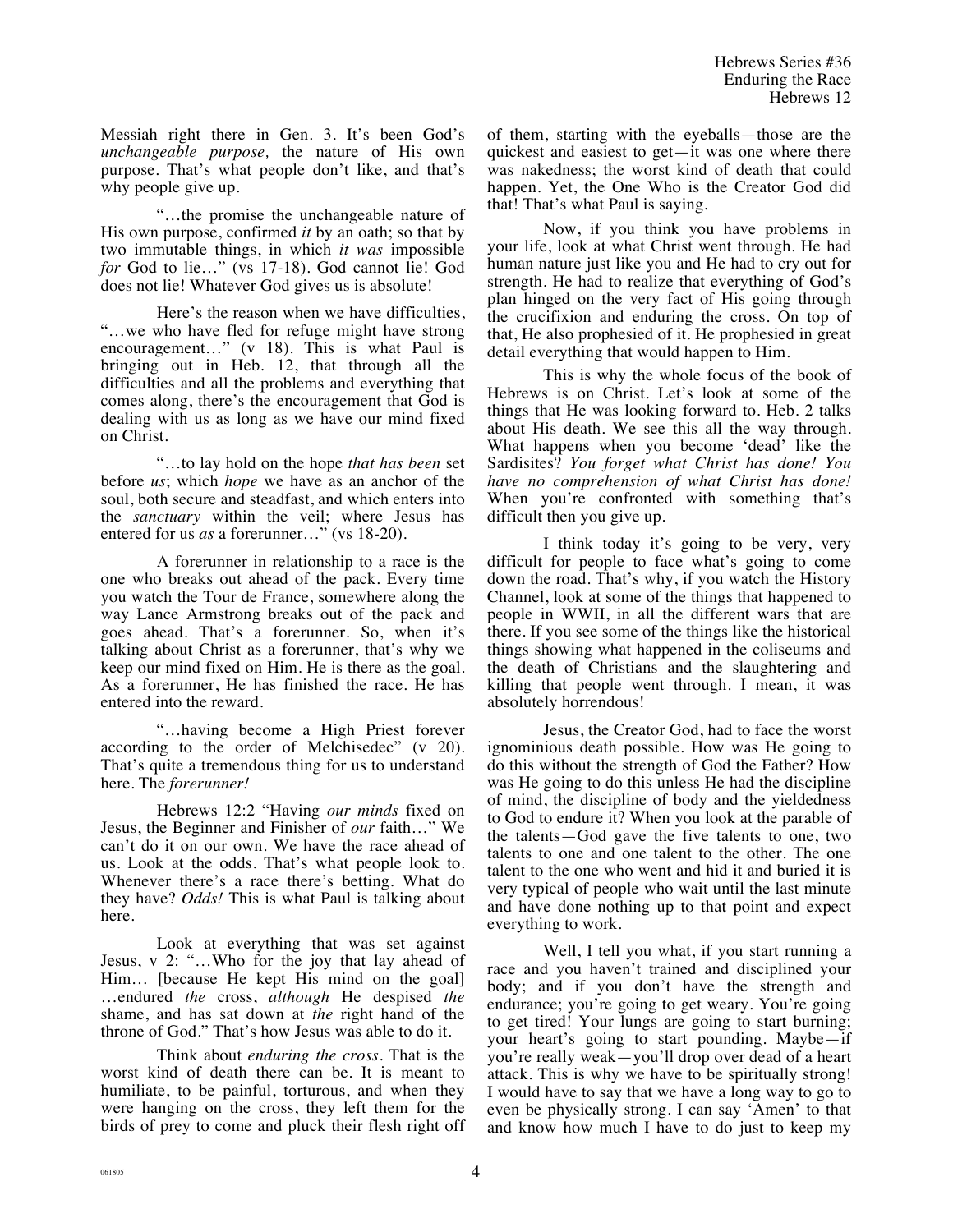Messiah right there in Gen. 3. It's been God's *unchangeable purpose,* the nature of His own purpose. That's what people don't like, and that's why people give up.

"…the promise the unchangeable nature of His own purpose, confirmed *it* by an oath; so that by two immutable things, in which *it was* impossible *for* God to lie…" (vs 17-18). God cannot lie! God does not lie! Whatever God gives us is absolute!

Here's the reason when we have difficulties, "…we who have fled for refuge might have strong encouragement…" (v 18). This is what Paul is bringing out in Heb. 12, that through all the difficulties and all the problems and everything that comes along, there's the encouragement that God is dealing with us as long as we have our mind fixed on Christ.

"…to lay hold on the hope *that has been* set before *us*; which *hope* we have as an anchor of the soul, both secure and steadfast, and which enters into the *sanctuary* within the veil; where Jesus has entered for us *as* a forerunner…" (vs 18-20).

A forerunner in relationship to a race is the one who breaks out ahead of the pack. Every time you watch the Tour de France, somewhere along the way Lance Armstrong breaks out of the pack and goes ahead. That's a forerunner. So, when it's talking about Christ as a forerunner, that's why we keep our mind fixed on Him. He is there as the goal. As a forerunner, He has finished the race. He has entered into the reward.

"…having become a High Priest forever according to the order of Melchisedec" (v 20). That's quite a tremendous thing for us to understand here. The *forerunner!*

Hebrews 12:2 "Having *our minds* fixed on Jesus, the Beginner and Finisher of *our* faith…" We can't do it on our own. We have the race ahead of us. Look at the odds. That's what people look to. Whenever there's a race there's betting. What do they have? *Odds!* This is what Paul is talking about here.

Look at everything that was set against Jesus, v 2: "…Who for the joy that lay ahead of Him… [because He kept His mind on the goal] …endured *the* cross, *although* He despised *the* shame, and has sat down at *the* right hand of the throne of God." That's how Jesus was able to do it.

Think about *enduring the cross*. That is the worst kind of death there can be. It is meant to humiliate, to be painful, torturous, and when they were hanging on the cross, they left them for the birds of prey to come and pluck their flesh right off of them, starting with the eyeballs—those are the quickest and easiest to get—it was one where there was nakedness; the worst kind of death that could happen. Yet, the One Who is the Creator God did that! That's what Paul is saying.

Now, if you think you have problems in your life, look at what Christ went through. He had human nature just like you and He had to cry out for strength. He had to realize that everything of God's plan hinged on the very fact of His going through the crucifixion and enduring the cross. On top of that, He also prophesied of it. He prophesied in great detail everything that would happen to Him.

This is why the whole focus of the book of Hebrews is on Christ. Let's look at some of the things that He was looking forward to. Heb. 2 talks about His death. We see this all the way through. What happens when you become 'dead' like the Sardisites? *You forget what Christ has done! You have no comprehension of what Christ has done!* When you're confronted with something that's difficult then you give up.

I think today it's going to be very, very difficult for people to face what's going to come down the road. That's why, if you watch the History Channel, look at some of the things that happened to people in WWII, in all the different wars that are there. If you see some of the things like the historical things showing what happened in the coliseums and the death of Christians and the slaughtering and killing that people went through. I mean, it was absolutely horrendous!

Jesus, the Creator God, had to face the worst ignominious death possible. How was He going to do this without the strength of God the Father? How was He going to do this unless He had the discipline of mind, the discipline of body and the yieldedness to God to endure it? When you look at the parable of the talents—God gave the five talents to one, two talents to one and one talent to the other. The one talent to the one who went and hid it and buried it is very typical of people who wait until the last minute and have done nothing up to that point and expect everything to work.

Well, I tell you what, if you start running a race and you haven't trained and disciplined your body; and if you don't have the strength and endurance; you're going to get weary. You're going to get tired! Your lungs are going to start burning; your heart's going to start pounding. Maybe—if you're really weak—you'll drop over dead of a heart attack. This is why we have to be spiritually strong! I would have to say that we have a long way to go to even be physically strong. I can say 'Amen' to that and know how much I have to do just to keep my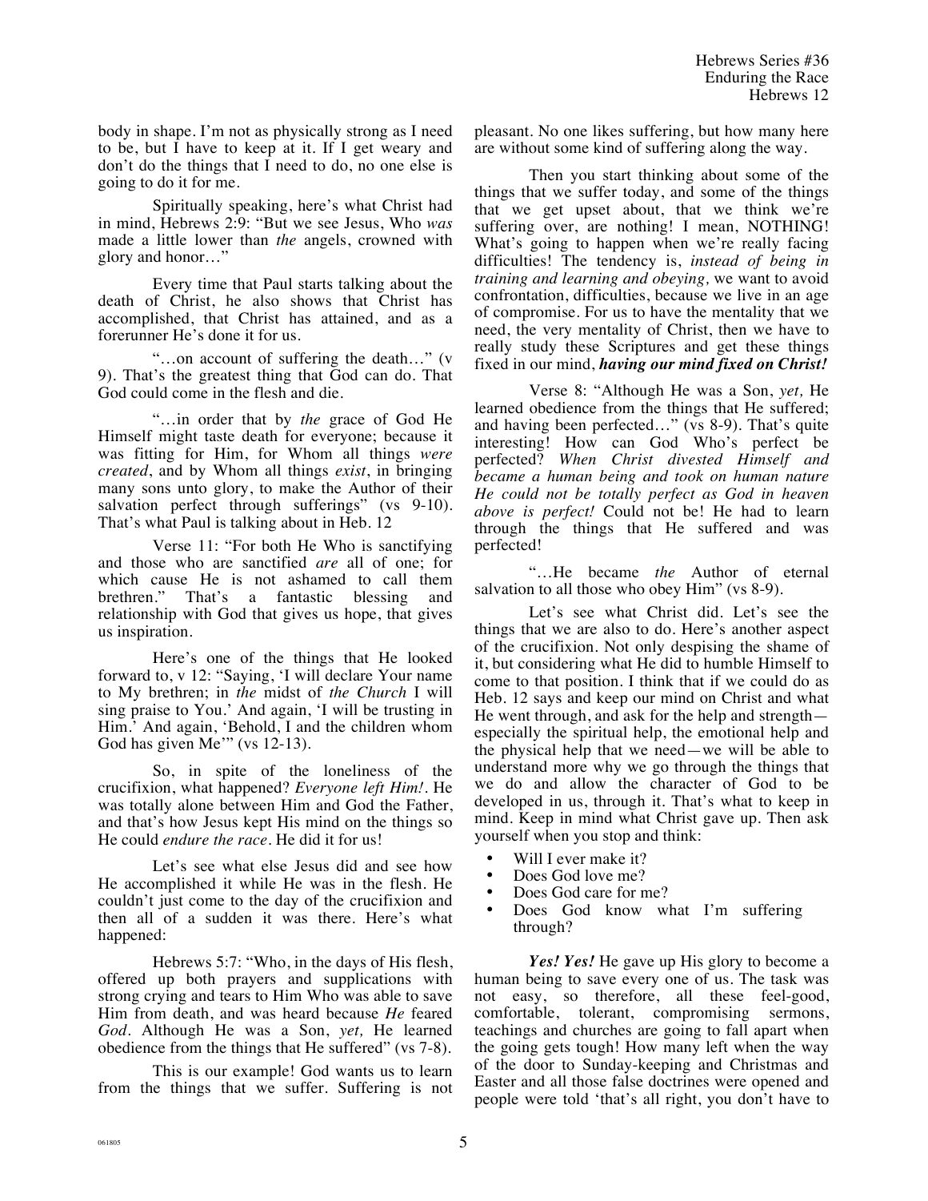body in shape. I'm not as physically strong as I need to be, but I have to keep at it. If I get weary and don't do the things that I need to do, no one else is going to do it for me.

Spiritually speaking, here's what Christ had in mind, Hebrews 2:9: "But we see Jesus, Who *was* made a little lower than *the* angels, crowned with glory and honor…"

Every time that Paul starts talking about the death of Christ, he also shows that Christ has accomplished, that Christ has attained, and as a forerunner He's done it for us.

"…on account of suffering the death…" (v 9). That's the greatest thing that God can do. That God could come in the flesh and die.

"…in order that by *the* grace of God He Himself might taste death for everyone; because it was fitting for Him, for Whom all things *were created*, and by Whom all things *exist*, in bringing many sons unto glory, to make the Author of their salvation perfect through sufferings" (vs 9-10). That's what Paul is talking about in Heb. 12

Verse 11: "For both He Who is sanctifying and those who are sanctified *are* all of one; for which cause He is not ashamed to call them brethren." That's a fantastic blessing and relationship with God that gives us hope, that gives us inspiration.

Here's one of the things that He looked forward to, v 12: "Saying, 'I will declare Your name to My brethren; in *the* midst of *the Church* I will sing praise to You.' And again, 'I will be trusting in Him.' And again, 'Behold, I and the children whom God has given Me'" (vs 12-13).

So, in spite of the loneliness of the crucifixion, what happened? *Everyone left Him!*. He was totally alone between Him and God the Father, and that's how Jesus kept His mind on the things so He could *endure the race*. He did it for us!

Let's see what else Jesus did and see how He accomplished it while He was in the flesh. He couldn't just come to the day of the crucifixion and then all of a sudden it was there. Here's what happened:

Hebrews 5:7: "Who, in the days of His flesh, offered up both prayers and supplications with strong crying and tears to Him Who was able to save Him from death, and was heard because *He* feared *God*. Although He was a Son, *yet,* He learned obedience from the things that He suffered" (vs 7-8).

This is our example! God wants us to learn from the things that we suffer. Suffering is not pleasant. No one likes suffering, but how many here are without some kind of suffering along the way.

Then you start thinking about some of the things that we suffer today, and some of the things that we get upset about, that we think we're suffering over, are nothing! I mean, NOTHING! What's going to happen when we're really facing difficulties! The tendency is, *instead of being in training and learning and obeying,* we want to avoid confrontation, difficulties, because we live in an age of compromise. For us to have the mentality that we need, the very mentality of Christ, then we have to really study these Scriptures and get these things fixed in our mind, ***having our mind fixed on Christ!***

Verse 8: "Although He was a Son, *yet,* He learned obedience from the things that He suffered; and having been perfected…" (vs 8-9). That's quite interesting! How can God Who's perfect be perfected? *When Christ divested Himself and became a human being and took on human nature He could not be totally perfect as God in heaven above is perfect!* Could not be! He had to learn through the things that He suffered and was perfected!

"…He became *the* Author of eternal salvation to all those who obey Him" (vs 8-9).

Let's see what Christ did. Let's see the things that we are also to do. Here's another aspect of the crucifixion. Not only despising the shame of it, but considering what He did to humble Himself to come to that position. I think that if we could do as Heb. 12 says and keep our mind on Christ and what He went through, and ask for the help and strength—especially the spiritual help, the emotional help and the physical help that we need—we will be able to understand more why we go through the things that we do and allow the character of God to be developed in us, through it. That's what to keep in mind. Keep in mind what Christ gave up. Then ask yourself when you stop and think:

- Will I ever make it?
- Does God love me?
- Does God care for me?
- Does God know what I'm suffering through?

***Yes! Yes!*** He gave up His glory to become a human being to save every one of us. The task was not easy, so therefore, all these feel-good, comfortable, tolerant, compromising sermons, teachings and churches are going to fall apart when the going gets tough! How many left when the way of the door to Sunday-keeping and Christmas and Easter and all those false doctrines were opened and people were told 'that's all right, you don't have to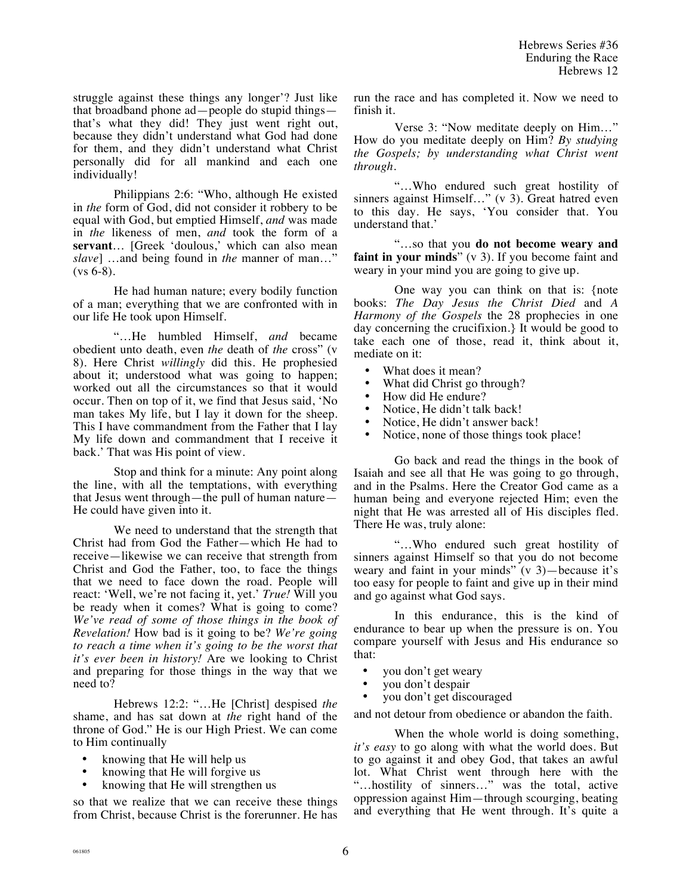struggle against these things any longer'? Just like that broadband phone ad—people do stupid things—that's what they did! They just went right out, because they didn't understand what God had done for them, and they didn't understand what Christ personally did for all mankind and each one individually!

Philippians 2:6: "Who, although He existed in *the* form of God, did not consider it robbery to be equal with God, but emptied Himself, *and* was made in *the* likeness of men, *and* took the form of a **servant**… [Greek 'doulous,' which can also mean *slave*] …and being found in *the* manner of man…" (vs 6-8).

He had human nature; every bodily function of a man; everything that we are confronted with in our life He took upon Himself.

"…He humbled Himself, *and* became obedient unto death, even *the* death of *the* cross" (v 8). Here Christ *willingly* did this. He prophesied about it; understood what was going to happen; worked out all the circumstances so that it would occur. Then on top of it, we find that Jesus said, 'No man takes My life, but I lay it down for the sheep. This I have commandment from the Father that I lay My life down and commandment that I receive it back.' That was His point of view.

Stop and think for a minute: Any point along the line, with all the temptations, with everything that Jesus went through—the pull of human nature—He could have given into it.

We need to understand that the strength that Christ had from God the Father—which He had to receive—likewise we can receive that strength from Christ and God the Father, too, to face the things that we need to face down the road. People will react: 'Well, we're not facing it, yet.' *True!* Will you be ready when it comes? What is going to come? *We've read of some of those things in the book of Revelation!* How bad is it going to be? *We're going to reach a time when it's going to be the worst that it's ever been in history!* Are we looking to Christ and preparing for those things in the way that we need to?

Hebrews 12:2: "…He [Christ] despised *the* shame, and has sat down at *the* right hand of the throne of God." He is our High Priest. We can come to Him continually

- knowing that He will help us
- knowing that He will forgive us
- knowing that He will strengthen us

so that we realize that we can receive these things from Christ, because Christ is the forerunner. He has run the race and has completed it. Now we need to finish it.

Verse 3: "Now meditate deeply on Him…" How do you meditate deeply on Him? *By studying the Gospels; by understanding what Christ went through.*

"…Who endured such great hostility of sinners against Himself…" (v 3). Great hatred even to this day. He says, 'You consider that. You understand that.'

"…so that you **do not become weary and faint in your minds**" (v 3). If you become faint and weary in your mind you are going to give up.

One way you can think on that is: {note books: *The Day Jesus the Christ Died* and *A Harmony of the Gospels* the 28 prophecies in one day concerning the crucifixion.} It would be good to take each one of those, read it, think about it, mediate on it:

- What does it mean?
- What did Christ go through?
- How did He endure?
- Notice, He didn't talk back!
- Notice, He didn't answer back!
- Notice, none of those things took place!

Go back and read the things in the book of Isaiah and see all that He was going to go through, and in the Psalms. Here the Creator God came as a human being and everyone rejected Him; even the night that He was arrested all of His disciples fled. There He was, truly alone:

"…Who endured such great hostility of sinners against Himself so that you do not become weary and faint in your minds" (v 3)—because it's too easy for people to faint and give up in their mind and go against what God says.

In this endurance, this is the kind of endurance to bear up when the pressure is on. You compare yourself with Jesus and His endurance so that:

- you don't get weary
- you don't despair
- you don't get discouraged

and not detour from obedience or abandon the faith.

When the whole world is doing something, *it's easy* to go along with what the world does. But to go against it and obey God, that takes an awful lot. What Christ went through here with the "…hostility of sinners…" was the total, active oppression against Him—through scourging, beating and everything that He went through. It's quite a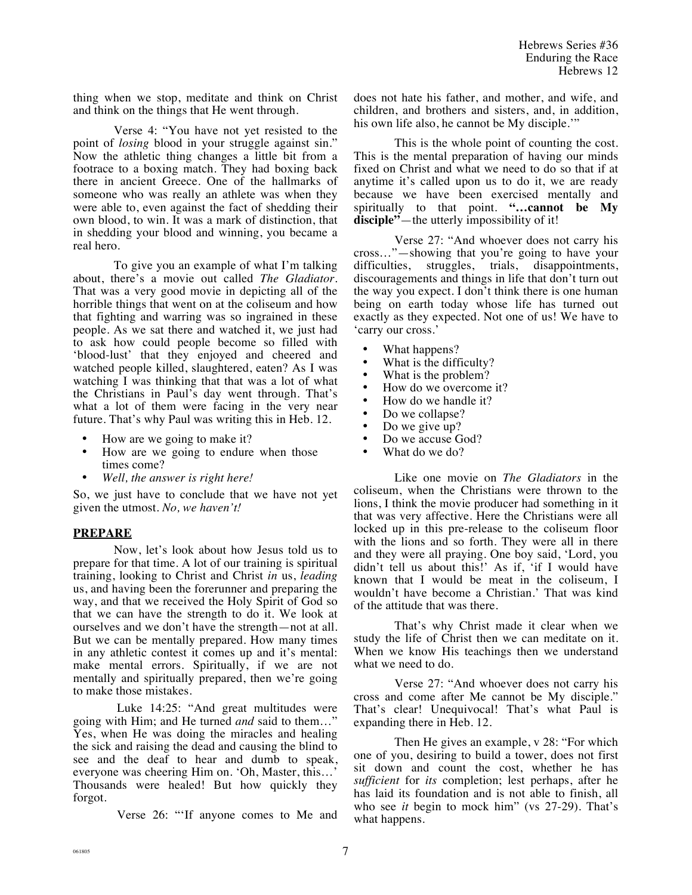thing when we stop, meditate and think on Christ and think on the things that He went through.

Verse 4: "You have not yet resisted to the point of *losing* blood in your struggle against sin." Now the athletic thing changes a little bit from a footrace to a boxing match. They had boxing back there in ancient Greece. One of the hallmarks of someone who was really an athlete was when they were able to, even against the fact of shedding their own blood, to win. It was a mark of distinction, that in shedding your blood and winning, you became a real hero.

To give you an example of what I'm talking about, there's a movie out called *The Gladiator*. That was a very good movie in depicting all of the horrible things that went on at the coliseum and how that fighting and warring was so ingrained in these people. As we sat there and watched it, we just had to ask how could people become so filled with 'blood-lust' that they enjoyed and cheered and watched people killed, slaughtered, eaten? As I was watching I was thinking that that was a lot of what the Christians in Paul's day went through. That's what a lot of them were facing in the very near future. That's why Paul was writing this in Heb. 12.

- How are we going to make it?
- How are we going to endure when those times come?
- *Well, the answer is right here!*

So, we just have to conclude that we have not yet given the utmost. *No, we haven't!*

## PREPARE

Now, let's look about how Jesus told us to prepare for that time. A lot of our training is spiritual training, looking to Christ and Christ *in* us, *leading* us, and having been the forerunner and preparing the way, and that we received the Holy Spirit of God so that we can have the strength to do it. We look at ourselves and we don't have the strength—not at all. But we can be mentally prepared. How many times in any athletic contest it comes up and it's mental: make mental errors. Spiritually, if we are not mentally and spiritually prepared, then we're going to make those mistakes.

Luke 14:25: "And great multitudes were going with Him; and He turned *and* said to them…" Yes, when He was doing the miracles and healing the sick and raising the dead and causing the blind to see and the deaf to hear and dumb to speak, everyone was cheering Him on. 'Oh, Master, this…' Thousands were healed! But how quickly they forgot.

Verse 26: "'If anyone comes to Me and does not hate his father, and mother, and wife, and children, and brothers and sisters, and, in addition, his own life also, he cannot be My disciple.'"

This is the whole point of counting the cost. This is the mental preparation of having our minds fixed on Christ and what we need to do so that if at anytime it's called upon us to do it, we are ready because we have been exercised mentally and spiritually to that point. **"…cannot be My disciple"**—the utterly impossibility of it!

Verse 27: "And whoever does not carry his cross…"—showing that you're going to have your difficulties, struggles, trials, disappointments, discouragements and things in life that don't turn out the way you expect. I don't think there is one human being on earth today whose life has turned out exactly as they expected. Not one of us! We have to 'carry our cross.'

- What happens?
- What is the difficulty?
- What is the problem?
- How do we overcome it?
- How do we handle it?
- Do we collapse?
- Do we give up?
- Do we accuse God?
- What do we do?

Like one movie on *The Gladiators* in the coliseum, when the Christians were thrown to the lions, I think the movie producer had something in it that was very affective. Here the Christians were all locked up in this pre-release to the coliseum floor with the lions and so forth. They were all in there and they were all praying. One boy said, 'Lord, you didn't tell us about this!' As if, 'if I would have known that I would be meat in the coliseum, I wouldn't have become a Christian.' That was kind of the attitude that was there.

That's why Christ made it clear when we study the life of Christ then we can meditate on it. When we know His teachings then we understand what we need to do.

Verse 27: "And whoever does not carry his cross and come after Me cannot be My disciple." That's clear! Unequivocal! That's what Paul is expanding there in Heb. 12.

Then He gives an example, v 28: "For which one of you, desiring to build a tower, does not first sit down and count the cost, whether he has *sufficient* for *its* completion; lest perhaps, after he has laid its foundation and is not able to finish, all who see *it* begin to mock him" (vs 27-29). That's what happens.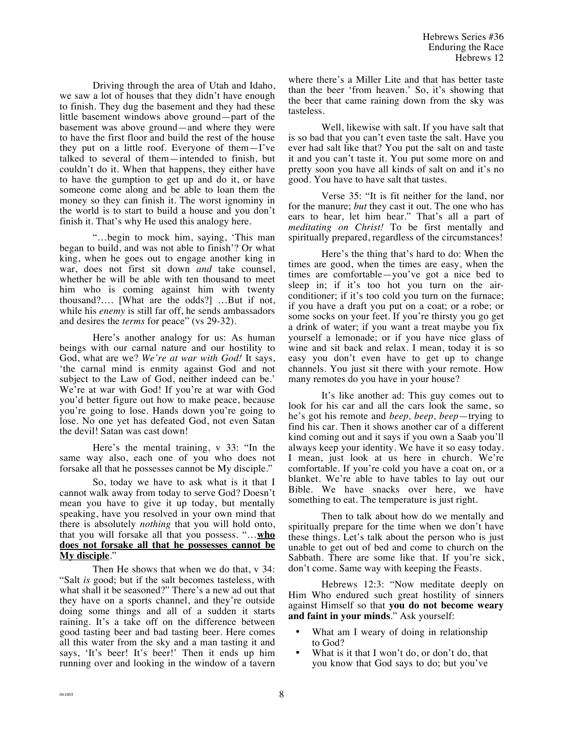Driving through the area of Utah and Idaho, we saw a lot of houses that they didn't have enough to finish. They dug the basement and they had these little basement windows above ground—part of the basement was above ground—and where they were to have the first floor and build the rest of the house they put on a little roof. Everyone of them—I've talked to several of them—intended to finish, but couldn't do it. When that happens, they either have to have the gumption to get up and do it, or have someone come along and be able to loan them the money so they can finish it. The worst ignominy in the world is to start to build a house and you don't finish it. That's why He used this analogy here.

"…begin to mock him, saying, 'This man began to build, and was not able to finish'? Or what king, when he goes out to engage another king in war, does not first sit down *and* take counsel, whether he will be able with ten thousand to meet him who is coming against him with twenty thousand?…. [What are the odds?] …But if not, while his *enemy* is still far off, he sends ambassadors and desires the *terms* for peace" (vs 29-32).

Here's another analogy for us: As human beings with our carnal nature and our hostility to God, what are we? *We're at war with God!* It says, 'the carnal mind is enmity against God and not subject to the Law of God, neither indeed can be.' We're at war with God! If you're at war with God you'd better figure out how to make peace, because you're going to lose. Hands down you're going to lose. No one yet has defeated God, not even Satan the devil! Satan was cast down!

Here's the mental training, v 33: "In the same way also, each one of you who does not forsake all that he possesses cannot be My disciple."

So, today we have to ask what is it that I cannot walk away from today to serve God? Doesn't mean you have to give it up today, but mentally speaking, have you resolved in your own mind that there is absolutely *nothing* that you will hold onto, that you will forsake all that you possess. "…**<u>who does not forsake all that he possesses cannot be My disciple</u>**."

Then He shows that when we do that, v 34: "Salt *is* good; but if the salt becomes tasteless, with what shall it be seasoned?" There's a new ad out that they have on a sports channel, and they're outside doing some things and all of a sudden it starts raining. It's a take off on the difference between good tasting beer and bad tasting beer. Here comes all this water from the sky and a man tasting it and says, 'It's beer! It's beer!' Then it ends up him running over and looking in the window of a tavern where there's a Miller Lite and that has better taste than the beer 'from heaven.' So, it's showing that the beer that came raining down from the sky was tasteless.

Well, likewise with salt. If you have salt that is so bad that you can't even taste the salt. Have you ever had salt like that? You put the salt on and taste it and you can't taste it. You put some more on and pretty soon you have all kinds of salt on and it's no good. You have to have salt that tastes.

Verse 35: "It is fit neither for the land, nor for the manure; *but* they cast it out. The one who has ears to hear, let him hear." That's all a part of *meditating on Christ!* To be first mentally and spiritually prepared, regardless of the circumstances!

Here's the thing that's hard to do: When the times are good, when the times are easy, when the times are comfortable—you've got a nice bed to sleep in; if it's too hot you turn on the air-conditioner; if it's too cold you turn on the furnace; if you have a draft you put on a coat; or a robe; or some socks on your feet. If you're thirsty you go get a drink of water; if you want a treat maybe you fix yourself a lemonade; or if you have nice glass of wine and sit back and relax. I mean, today it is so easy you don't even have to get up to change channels. You just sit there with your remote. How many remotes do you have in your house?

It's like another ad: This guy comes out to look for his car and all the cars look the same, so he's got his remote and *beep, beep, beep*—trying to find his car. Then it shows another car of a different kind coming out and it says if you own a Saab you'll always keep your identity. We have it so easy today. I mean, just look at us here in church. We're comfortable. If you're cold you have a coat on, or a blanket. We're able to have tables to lay out our Bible. We have snacks over here, we have something to eat. The temperature is just right.

Then to talk about how do we mentally and spiritually prepare for the time when we don't have these things. Let's talk about the person who is just unable to get out of bed and come to church on the Sabbath. There are some like that. If you're sick, don't come. Same way with keeping the Feasts.

Hebrews 12:3: "Now meditate deeply on Him Who endured such great hostility of sinners against Himself so that **you do not become weary and faint in your minds**." Ask yourself:

- What am I weary of doing in relationship to God?
- What is it that I won't do, or don't do, that you know that God says to do; but you've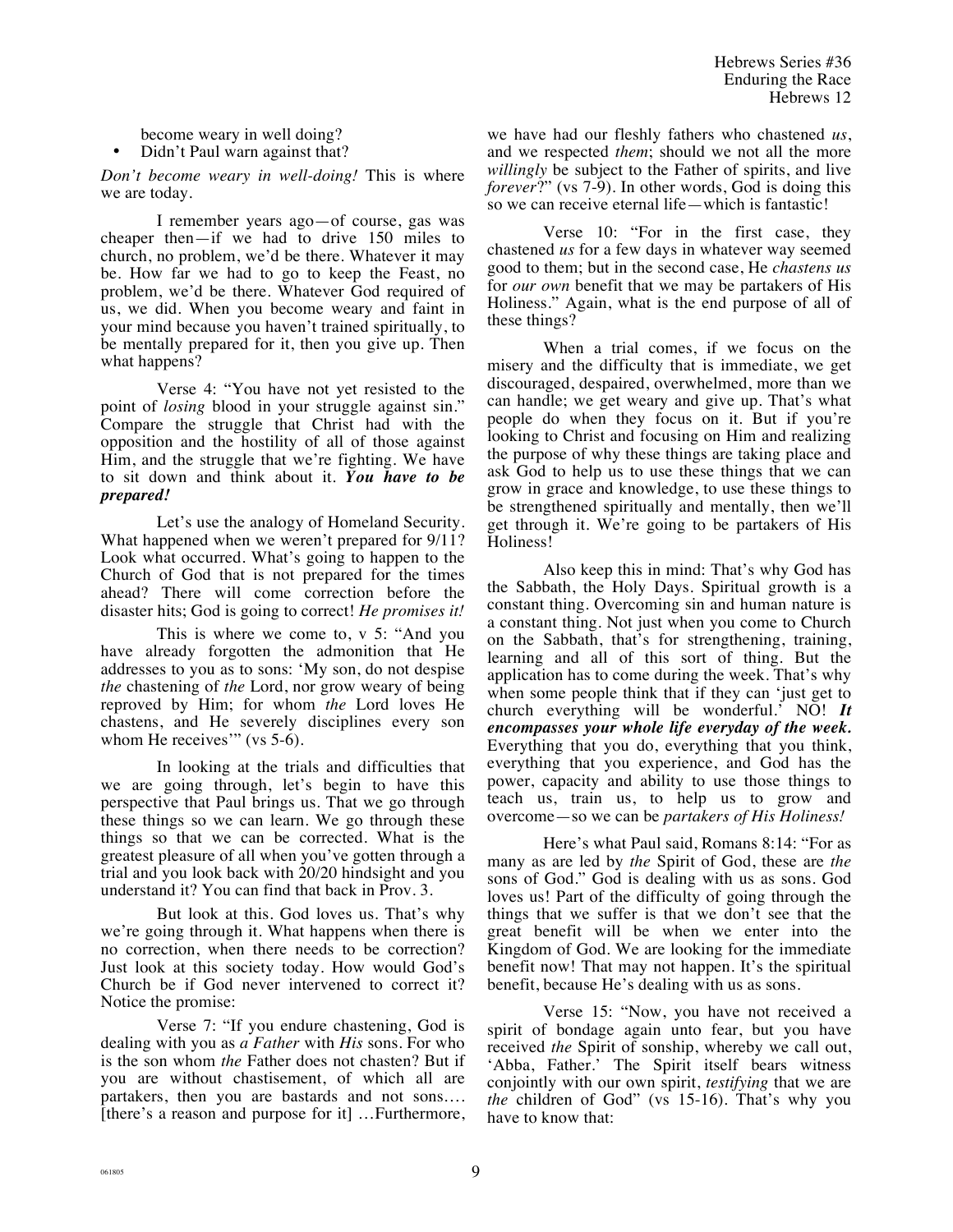become weary in well doing?

- Didn't Paul warn against that?

*Don't become weary in well-doing!* This is where we are today.

I remember years ago—of course, gas was cheaper then—if we had to drive 150 miles to church, no problem, we'd be there. Whatever it may be. How far we had to go to keep the Feast, no problem, we'd be there. Whatever God required of us, we did. When you become weary and faint in your mind because you haven't trained spiritually, to be mentally prepared for it, then you give up. Then what happens?

Verse 4: "You have not yet resisted to the point of *losing* blood in your struggle against sin." Compare the struggle that Christ had with the opposition and the hostility of all of those against Him, and the struggle that we're fighting. We have to sit down and think about it. ***You have to be prepared!***

Let's use the analogy of Homeland Security. What happened when we weren't prepared for 9/11? Look what occurred. What's going to happen to the Church of God that is not prepared for the times ahead? There will come correction before the disaster hits; God is going to correct! *He promises it!*

This is where we come to, v 5: "And you have already forgotten the admonition that He addresses to you as to sons: 'My son, do not despise *the* chastening of *the* Lord, nor grow weary of being reproved by Him; for whom *the* Lord loves He chastens, and He severely disciplines every son whom He receives'" (vs 5-6).

In looking at the trials and difficulties that we are going through, let's begin to have this perspective that Paul brings us. That we go through these things so we can learn. We go through these things so that we can be corrected. What is the greatest pleasure of all when you've gotten through a trial and you look back with 20/20 hindsight and you understand it? You can find that back in Prov. 3.

But look at this. God loves us. That's why we're going through it. What happens when there is no correction, when there needs to be correction? Just look at this society today. How would God's Church be if God never intervened to correct it? Notice the promise:

Verse 7: "If you endure chastening, God is dealing with you as *a Father* with *His* sons. For who is the son whom *the* Father does not chasten? But if you are without chastisement, of which all are partakers, then you are bastards and not sons.... [there's a reason and purpose for it] ...Furthermore, we have had our fleshly fathers who chastened *us*, and we respected *them*; should we not all the more *willingly* be subject to the Father of spirits, and live *forever*?" (vs 7-9). In other words, God is doing this so we can receive eternal life—which is fantastic!

Verse 10: "For in the first case, they chastened *us* for a few days in whatever way seemed good to them; but in the second case, He *chastens us* for *our own* benefit that we may be partakers of His Holiness." Again, what is the end purpose of all of these things?

When a trial comes, if we focus on the misery and the difficulty that is immediate, we get discouraged, despaired, overwhelmed, more than we can handle; we get weary and give up. That's what people do when they focus on it. But if you're looking to Christ and focusing on Him and realizing the purpose of why these things are taking place and ask God to help us to use these things that we can grow in grace and knowledge, to use these things to be strengthened spiritually and mentally, then we'll get through it. We're going to be partakers of His Holiness!

Also keep this in mind: That's why God has the Sabbath, the Holy Days. Spiritual growth is a constant thing. Overcoming sin and human nature is a constant thing. Not just when you come to Church on the Sabbath, that's for strengthening, training, learning and all of this sort of thing. But the application has to come during the week. That's why when some people think that if they can 'just get to church everything will be wonderful.' NO! ***It encompasses your whole life everyday of the week.*** Everything that you do, everything that you think, everything that you experience, and God has the power, capacity and ability to use those things to teach us, train us, to help us to grow and overcome—so we can be *partakers of His Holiness!*

Here's what Paul said, Romans 8:14: "For as many as are led by *the* Spirit of God, these are *the* sons of God." God is dealing with us as sons. God loves us! Part of the difficulty of going through the things that we suffer is that we don't see that the great benefit will be when we enter into the Kingdom of God. We are looking for the immediate benefit now! That may not happen. It's the spiritual benefit, because He's dealing with us as sons.

Verse 15: "Now, you have not received a spirit of bondage again unto fear, but you have received *the* Spirit of sonship, whereby we call out, 'Abba, Father.' The Spirit itself bears witness conjointly with our own spirit, *testifying* that we are *the* children of God" (vs 15-16). That's why you have to know that: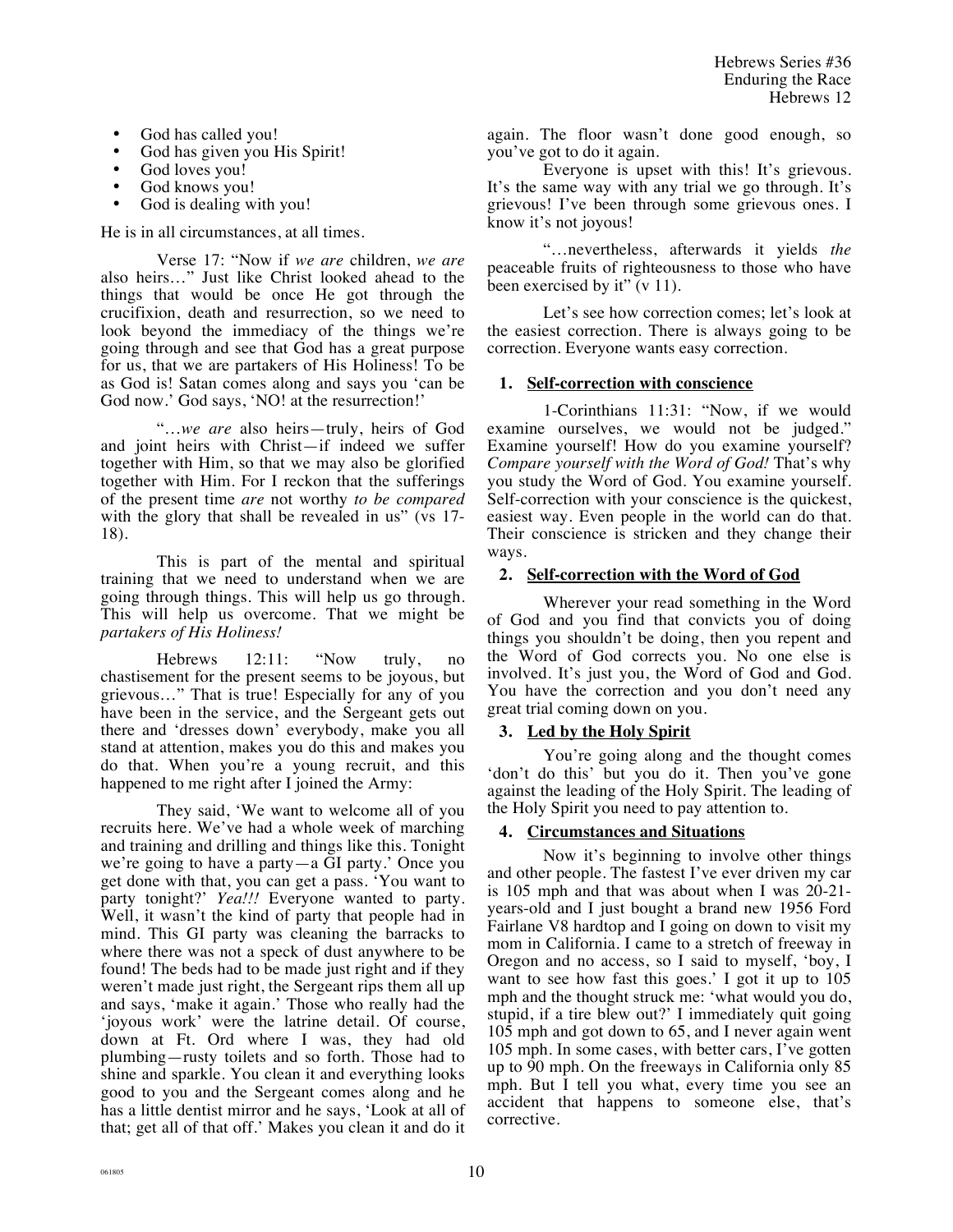- God has called you!
- God has given you His Spirit!
- God loves you!
- God knows you!
- God is dealing with you!

He is in all circumstances, at all times.

Verse 17: "Now if *we are* children, *we are* also heirs…" Just like Christ looked ahead to the things that would be once He got through the crucifixion, death and resurrection, so we need to look beyond the immediacy of the things we're going through and see that God has a great purpose for us, that we are partakers of His Holiness! To be as God is! Satan comes along and says you 'can be God now.' God says, 'NO! at the resurrection!'

"…*we are* also heirs—truly, heirs of God and joint heirs with Christ—if indeed we suffer together with Him, so that we may also be glorified together with Him. For I reckon that the sufferings of the present time *are* not worthy *to be compared* with the glory that shall be revealed in us" (vs 17-18).

This is part of the mental and spiritual training that we need to understand when we are going through things. This will help us go through. This will help us overcome. That we might be *partakers of His Holiness!*

Hebrews 12:11: "Now truly, no chastisement for the present seems to be joyous, but grievous…" That is true! Especially for any of you have been in the service, and the Sergeant gets out there and 'dresses down' everybody, make you all stand at attention, makes you do this and makes you do that. When you're a young recruit, and this happened to me right after I joined the Army:

They said, 'We want to welcome all of you recruits here. We've had a whole week of marching and training and drilling and things like this. Tonight we're going to have a party—a GI party.' Once you get done with that, you can get a pass. 'You want to party tonight?' *Yea!!!* Everyone wanted to party. Well, it wasn't the kind of party that people had in mind. This GI party was cleaning the barracks to where there was not a speck of dust anywhere to be found! The beds had to be made just right and if they weren't made just right, the Sergeant rips them all up and says, 'make it again.' Those who really had the 'joyous work' were the latrine detail. Of course, down at Ft. Ord where I was, they had old plumbing—rusty toilets and so forth. Those had to shine and sparkle. You clean it and everything looks good to you and the Sergeant comes along and he has a little dentist mirror and he says, 'Look at all of that; get all of that off.' Makes you clean it and do it again. The floor wasn't done good enough, so you've got to do it again.

Everyone is upset with this! It's grievous. It's the same way with any trial we go through. It's grievous! I've been through some grievous ones. I know it's not joyous!

"…nevertheless, afterwards it yields *the* peaceable fruits of righteousness to those who have been exercised by it" (v 11).

Let's see how correction comes; let's look at the easiest correction. There is always going to be correction. Everyone wants easy correction.

1. **<u>Self-correction with conscience</u>**

1-Corinthians 11:31: "Now, if we would examine ourselves, we would not be judged." Examine yourself! How do you examine yourself? *Compare yourself with the Word of God!* That's why you study the Word of God. You examine yourself. Self-correction with your conscience is the quickest, easiest way. Even people in the world can do that. Their conscience is stricken and they change their ways.

2. **<u>Self-correction with the Word of God</u>**

Wherever your read something in the Word of God and you find that convicts you of doing things you shouldn't be doing, then you repent and the Word of God corrects you. No one else is involved. It's just you, the Word of God and God. You have the correction and you don't need any great trial coming down on you.

3. **<u>Led by the Holy Spirit</u>**

You're going along and the thought comes 'don't do this' but you do it. Then you've gone against the leading of the Holy Spirit. The leading of the Holy Spirit you need to pay attention to.

4. **<u>Circumstances and Situations</u>**

Now it's beginning to involve other things and other people. The fastest I've ever driven my car is 105 mph and that was about when I was 20-21-years-old and I just bought a brand new 1956 Ford Fairlane V8 hardtop and I going on down to visit my mom in California. I came to a stretch of freeway in Oregon and no access, so I said to myself, 'boy, I want to see how fast this goes.' I got it up to 105 mph and the thought struck me: 'what would you do, stupid, if a tire blew out?' I immediately quit going 105 mph and got down to 65, and I never again went 105 mph. In some cases, with better cars, I've gotten up to 90 mph. On the freeways in California only 85 mph. But I tell you what, every time you see an accident that happens to someone else, that's corrective.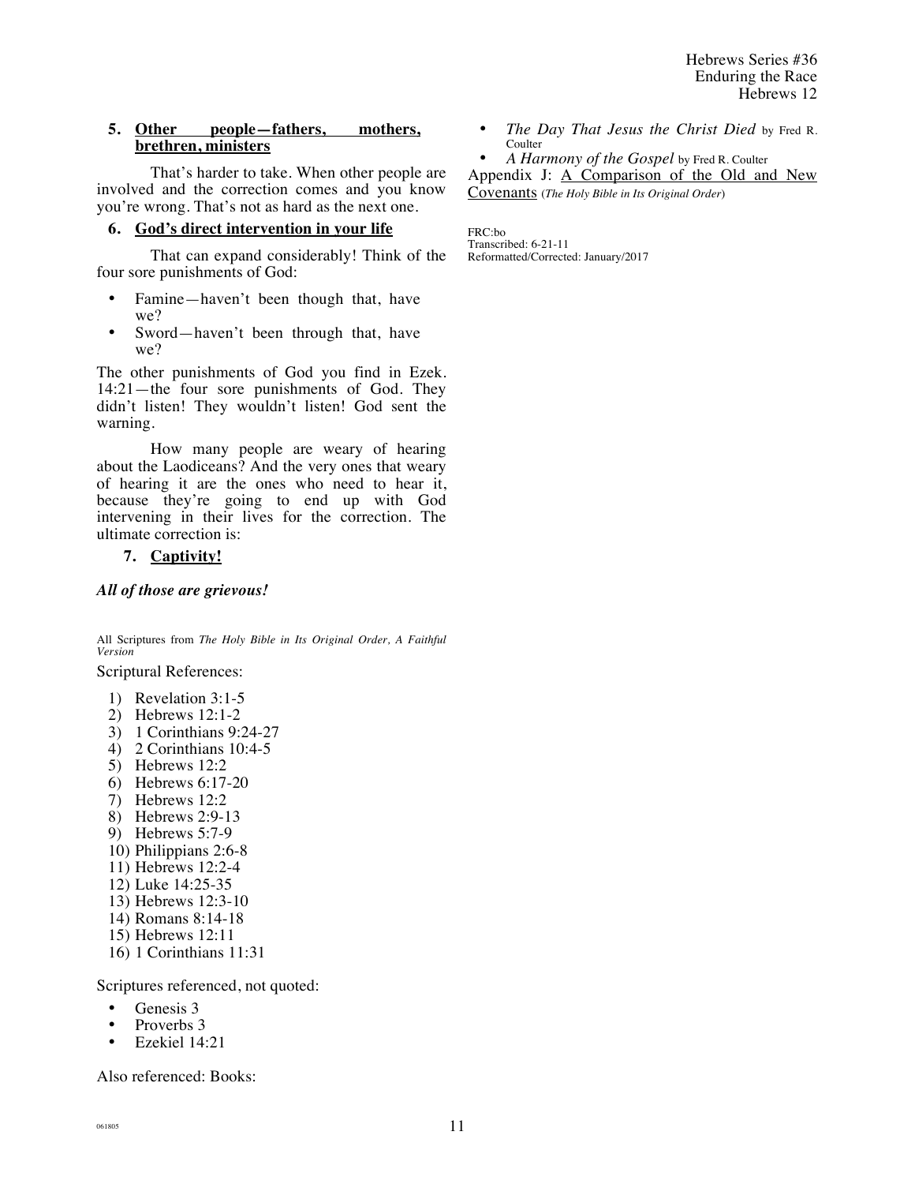5. **Other people—fathers, mothers, brethren, ministers**

That's harder to take. When other people are involved and the correction comes and you know you're wrong. That's not as hard as the next one.

6. **God's direct intervention in your life**

That can expand considerably! Think of the four sore punishments of God:

- Famine—haven't been though that, have we?
- Sword—haven't been through that, have we?

The other punishments of God you find in Ezek. 14:21—the four sore punishments of God. They didn't listen! They wouldn't listen! God sent the warning.

How many people are weary of hearing about the Laodiceans? And the very ones that weary of hearing it are the ones who need to hear it, because they're going to end up with God intervening in their lives for the correction. The ultimate correction is:

7. **Captivity!**

***All of those are grievous!***

All Scriptures from *The Holy Bible in Its Original Order, A Faithful Version*

Scriptural References:

1) Revelation 3:1-5
2) Hebrews 12:1-2
3) 1 Corinthians 9:24-27
4) 2 Corinthians 10:4-5
5) Hebrews 12:2
6) Hebrews 6:17-20
7) Hebrews 12:2
8) Hebrews 2:9-13
9) Hebrews 5:7-9
10) Philippians 2:6-8
11) Hebrews 12:2-4
12) Luke 14:25-35
13) Hebrews 12:3-10
14) Romans 8:14-18
15) Hebrews 12:11
16) 1 Corinthians 11:31

Scriptures referenced, not quoted:

- Genesis 3
- Proverbs 3
- Ezekiel 14:21

Also referenced: Books:

- *The Day That Jesus the Christ Died* by Fred R. Coulter
- *A Harmony of the Gospel* by Fred R. Coulter

Appendix J: A Comparison of the Old and New Covenants (*The Holy Bible in Its Original Order*)

FRC:bo
Transcribed: 6-21-11
Reformatted/Corrected: January/2017